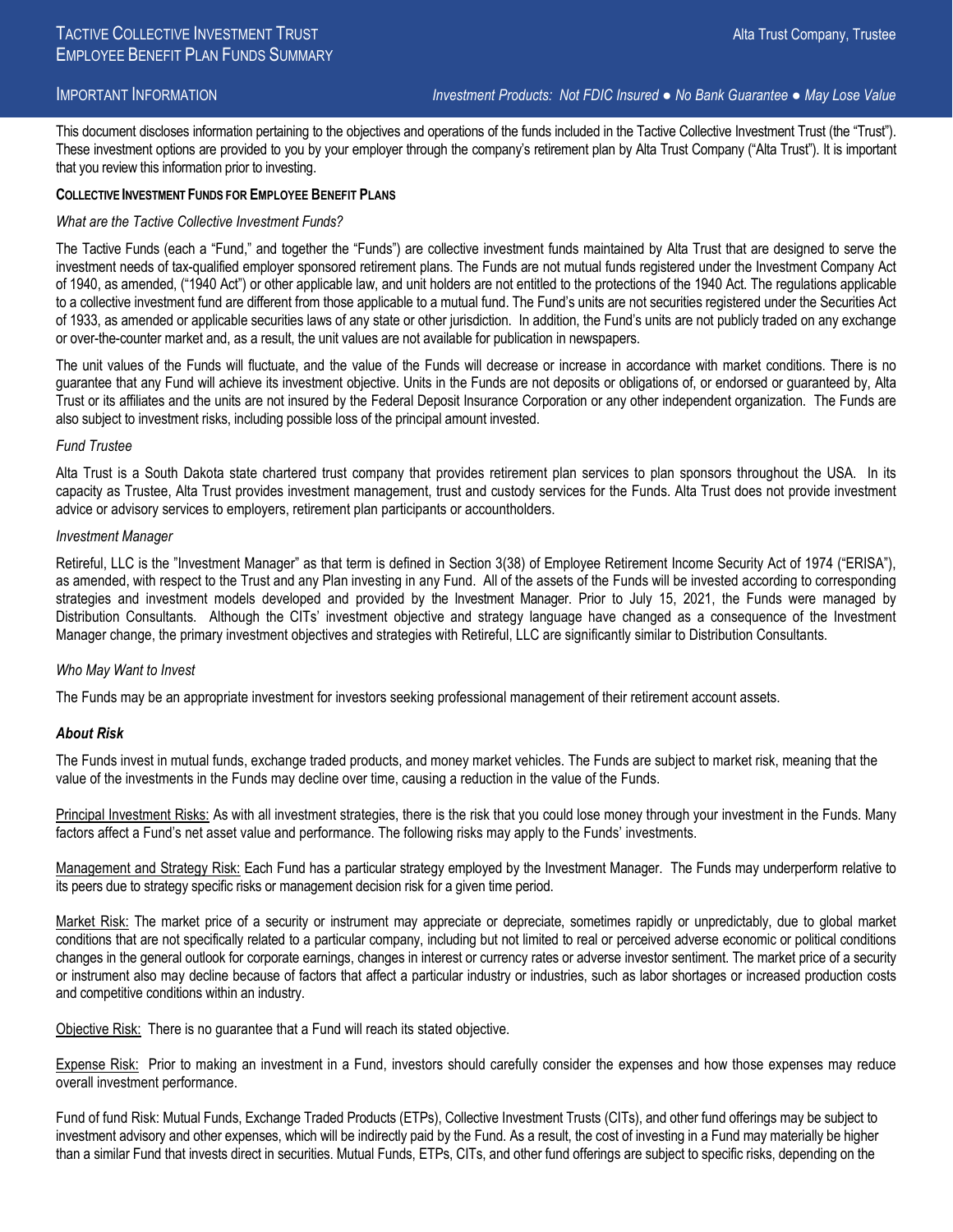# Tactive Collective Investment Trust
# Employee Benefit Plan Funds Summary

Alta Trust Company, Trustee

## Important Information

*Investment Products: Not FDIC Insured ● No Bank Guarantee ● May Lose Value*

This document discloses information pertaining to the objectives and operations of the funds included in the Tactive Collective Investment Trust (the "Trust"). These investment options are provided to you by your employer through the company's retirement plan by Alta Trust Company ("Alta Trust"). It is important that you review this information prior to investing.

**COLLECTIVE INVESTMENT FUNDS FOR EMPLOYEE BENEFIT PLANS**

*What are the Tactive Collective Investment Funds?*

The Tactive Funds (each a "Fund," and together the "Funds") are collective investment funds maintained by Alta Trust that are designed to serve the investment needs of tax-qualified employer sponsored retirement plans. The Funds are not mutual funds registered under the Investment Company Act of 1940, as amended, ("1940 Act") or other applicable law, and unit holders are not entitled to the protections of the 1940 Act. The regulations applicable to a collective investment fund are different from those applicable to a mutual fund. The Fund's units are not securities registered under the Securities Act of 1933, as amended or applicable securities laws of any state or other jurisdiction. In addition, the Fund's units are not publicly traded on any exchange or over-the-counter market and, as a result, the unit values are not available for publication in newspapers.

The unit values of the Funds will fluctuate, and the value of the Funds will decrease or increase in accordance with market conditions. There is no guarantee that any Fund will achieve its investment objective. Units in the Funds are not deposits or obligations of, or endorsed or guaranteed by, Alta Trust or its affiliates and the units are not insured by the Federal Deposit Insurance Corporation or any other independent organization. The Funds are also subject to investment risks, including possible loss of the principal amount invested.

*Fund Trustee*

Alta Trust is a South Dakota state chartered trust company that provides retirement plan services to plan sponsors throughout the USA. In its capacity as Trustee, Alta Trust provides investment management, trust and custody services for the Funds. Alta Trust does not provide investment advice or advisory services to employers, retirement plan participants or accountholders.

*Investment Manager*

Retireful, LLC is the "Investment Manager" as that term is defined in Section 3(38) of Employee Retirement Income Security Act of 1974 ("ERISA"), as amended, with respect to the Trust and any Plan investing in any Fund. All of the assets of the Funds will be invested according to corresponding strategies and investment models developed and provided by the Investment Manager. Prior to July 15, 2021, the Funds were managed by Distribution Consultants. Although the CITs' investment objective and strategy language have changed as a consequence of the Investment Manager change, the primary investment objectives and strategies with Retireful, LLC are significantly similar to Distribution Consultants.

*Who May Want to Invest*

The Funds may be an appropriate investment for investors seeking professional management of their retirement account assets.

***About Risk***

The Funds invest in mutual funds, exchange traded products, and money market vehicles. The Funds are subject to market risk, meaning that the value of the investments in the Funds may decline over time, causing a reduction in the value of the Funds.

Principal Investment Risks: As with all investment strategies, there is the risk that you could lose money through your investment in the Funds. Many factors affect a Fund's net asset value and performance. The following risks may apply to the Funds' investments.

Management and Strategy Risk: Each Fund has a particular strategy employed by the Investment Manager. The Funds may underperform relative to its peers due to strategy specific risks or management decision risk for a given time period.

Market Risk: The market price of a security or instrument may appreciate or depreciate, sometimes rapidly or unpredictably, due to global market conditions that are not specifically related to a particular company, including but not limited to real or perceived adverse economic or political conditions changes in the general outlook for corporate earnings, changes in interest or currency rates or adverse investor sentiment. The market price of a security or instrument also may decline because of factors that affect a particular industry or industries, such as labor shortages or increased production costs and competitive conditions within an industry.

Objective Risk: There is no guarantee that a Fund will reach its stated objective.

Expense Risk: Prior to making an investment in a Fund, investors should carefully consider the expenses and how those expenses may reduce overall investment performance.

Fund of fund Risk: Mutual Funds, Exchange Traded Products (ETPs), Collective Investment Trusts (CITs), and other fund offerings may be subject to investment advisory and other expenses, which will be indirectly paid by the Fund. As a result, the cost of investing in a Fund may materially be higher than a similar Fund that invests direct in securities. Mutual Funds, ETPs, CITs, and other fund offerings are subject to specific risks, depending on the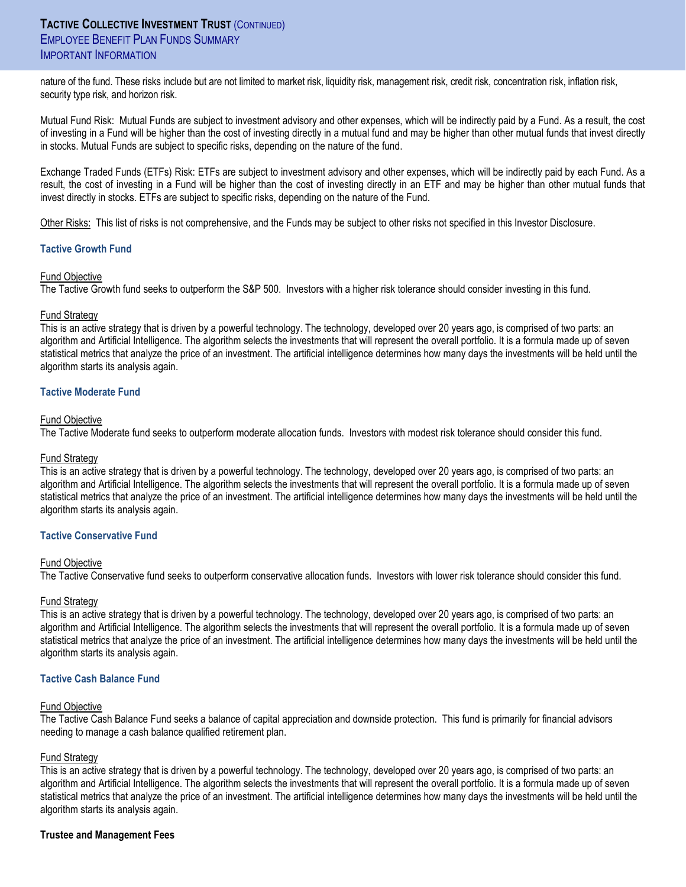nature of the fund. These risks include but are not limited to market risk, liquidity risk, management risk, credit risk, concentration risk, inflation risk, security type risk, and horizon risk.

Mutual Fund Risk: Mutual Funds are subject to investment advisory and other expenses, which will be indirectly paid by a Fund. As a result, the cost of investing in a Fund will be higher than the cost of investing directly in a mutual fund and may be higher than other mutual funds that invest directly in stocks. Mutual Funds are subject to specific risks, depending on the nature of the fund.

Exchange Traded Funds (ETFs) Risk: ETFs are subject to investment advisory and other expenses, which will be indirectly paid by each Fund. As a result, the cost of investing in a Fund will be higher than the cost of investing directly in an ETF and may be higher than other mutual funds that invest directly in stocks. ETFs are subject to specific risks, depending on the nature of the Fund.

Other Risks: This list of risks is not comprehensive, and the Funds may be subject to other risks not specified in this Investor Disclosure.

### Tactive Growth Fund

Fund Objective

The Tactive Growth fund seeks to outperform the S&P 500. Investors with a higher risk tolerance should consider investing in this fund.

Fund Strategy

This is an active strategy that is driven by a powerful technology. The technology, developed over 20 years ago, is comprised of two parts: an algorithm and Artificial Intelligence. The algorithm selects the investments that will represent the overall portfolio. It is a formula made up of seven statistical metrics that analyze the price of an investment. The artificial intelligence determines how many days the investments will be held until the algorithm starts its analysis again.

### Tactive Moderate Fund

Fund Objective

The Tactive Moderate fund seeks to outperform moderate allocation funds. Investors with modest risk tolerance should consider this fund.

Fund Strategy

This is an active strategy that is driven by a powerful technology. The technology, developed over 20 years ago, is comprised of two parts: an algorithm and Artificial Intelligence. The algorithm selects the investments that will represent the overall portfolio. It is a formula made up of seven statistical metrics that analyze the price of an investment. The artificial intelligence determines how many days the investments will be held until the algorithm starts its analysis again.

### Tactive Conservative Fund

Fund Objective

The Tactive Conservative fund seeks to outperform conservative allocation funds. Investors with lower risk tolerance should consider this fund.

Fund Strategy

This is an active strategy that is driven by a powerful technology. The technology, developed over 20 years ago, is comprised of two parts: an algorithm and Artificial Intelligence. The algorithm selects the investments that will represent the overall portfolio. It is a formula made up of seven statistical metrics that analyze the price of an investment. The artificial intelligence determines how many days the investments will be held until the algorithm starts its analysis again.

### Tactive Cash Balance Fund

Fund Objective

The Tactive Cash Balance Fund seeks a balance of capital appreciation and downside protection. This fund is primarily for financial advisors needing to manage a cash balance qualified retirement plan.

Fund Strategy

This is an active strategy that is driven by a powerful technology. The technology, developed over 20 years ago, is comprised of two parts: an algorithm and Artificial Intelligence. The algorithm selects the investments that will represent the overall portfolio. It is a formula made up of seven statistical metrics that analyze the price of an investment. The artificial intelligence determines how many days the investments will be held until the algorithm starts its analysis again.

**Trustee and Management Fees**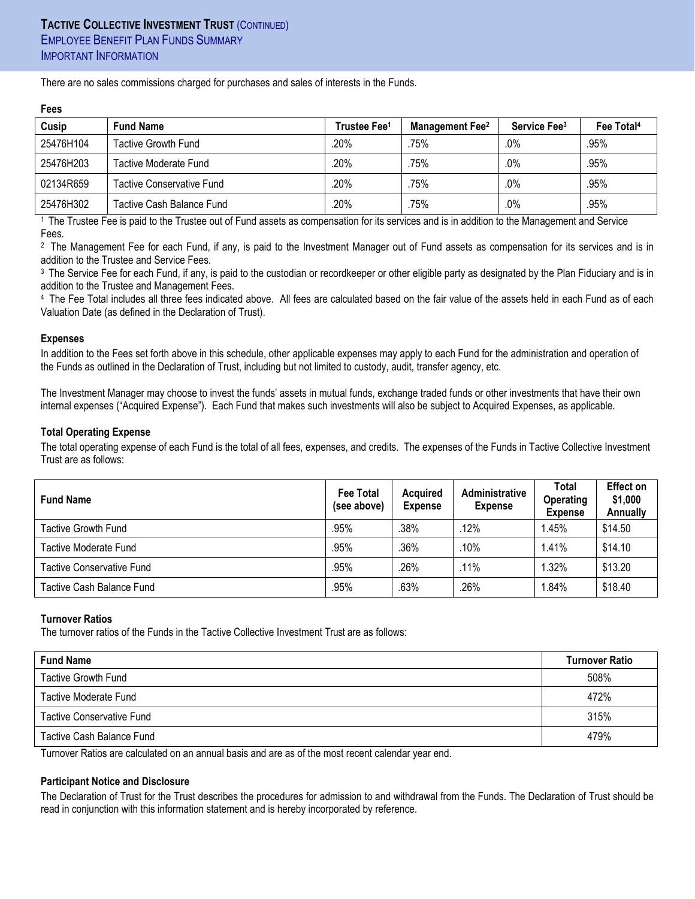## Tactive Collective Investment Trust (Continued)
### Employee Benefit Plan Funds Summary
### Important Information

There are no sales commissions charged for purchases and sales of interests in the Funds.

**Fees**

| Cusip | Fund Name | Trustee Fee[1] | Management Fee[2] | Service Fee[3] | Fee Total[4] |
|---|---|---|---|---|---|
| 25476H104 | Tactive Growth Fund | .20% | .75% | .0% | .95% |
| 25476H203 | Tactive Moderate Fund | .20% | .75% | .0% | .95% |
| 02134R659 | Tactive Conservative Fund | .20% | .75% | .0% | .95% |
| 25476H302 | Tactive Cash Balance Fund | .20% | .75% | .0% | .95% |

[1] The Trustee Fee is paid to the Trustee out of Fund assets as compensation for its services and is in addition to the Management and Service Fees.

[2] The Management Fee for each Fund, if any, is paid to the Investment Manager out of Fund assets as compensation for its services and is in addition to the Trustee and Service Fees.

[3] The Service Fee for each Fund, if any, is paid to the custodian or recordkeeper or other eligible party as designated by the Plan Fiduciary and is in addition to the Trustee and Management Fees.

[4] The Fee Total includes all three fees indicated above. All fees are calculated based on the fair value of the assets held in each Fund as of each Valuation Date (as defined in the Declaration of Trust).

**Expenses**

In addition to the Fees set forth above in this schedule, other applicable expenses may apply to each Fund for the administration and operation of the Funds as outlined in the Declaration of Trust, including but not limited to custody, audit, transfer agency, etc.

The Investment Manager may choose to invest the funds' assets in mutual funds, exchange traded funds or other investments that have their own internal expenses ("Acquired Expense"). Each Fund that makes such investments will also be subject to Acquired Expenses, as applicable.

**Total Operating Expense**

The total operating expense of each Fund is the total of all fees, expenses, and credits. The expenses of the Funds in Tactive Collective Investment Trust are as follows:

| Fund Name | Fee Total (see above) | Acquired Expense | Administrative Expense | Total Operating Expense | Effect on $1,000 Annually |
|---|---|---|---|---|---|
| Tactive Growth Fund | .95% | .38% | .12% | 1.45% | $14.50 |
| Tactive Moderate Fund | .95% | .36% | .10% | 1.41% | $14.10 |
| Tactive Conservative Fund | .95% | .26% | .11% | 1.32% | $13.20 |
| Tactive Cash Balance Fund | .95% | .63% | .26% | 1.84% | $18.40 |

**Turnover Ratios**

The turnover ratios of the Funds in the Tactive Collective Investment Trust are as follows:

| Fund Name | Turnover Ratio |
|---|---|
| Tactive Growth Fund | 508% |
| Tactive Moderate Fund | 472% |
| Tactive Conservative Fund | 315% |
| Tactive Cash Balance Fund | 479% |

Turnover Ratios are calculated on an annual basis and are as of the most recent calendar year end.

**Participant Notice and Disclosure**

The Declaration of Trust for the Trust describes the procedures for admission to and withdrawal from the Funds. The Declaration of Trust should be read in conjunction with this information statement and is hereby incorporated by reference.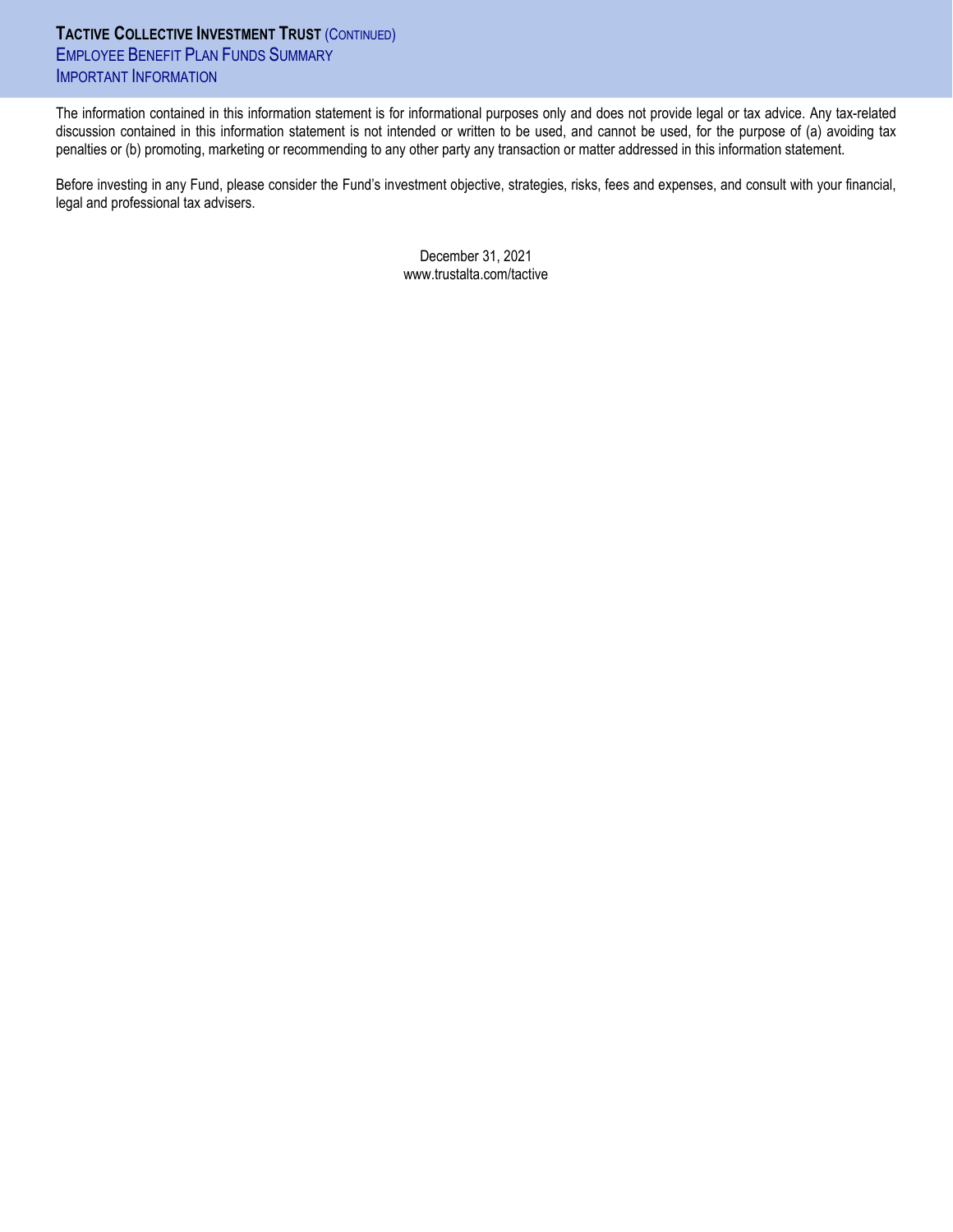The information contained in this information statement is for informational purposes only and does not provide legal or tax advice. Any tax-related discussion contained in this information statement is not intended or written to be used, and cannot be used, for the purpose of (a) avoiding tax penalties or (b) promoting, marketing or recommending to any other party any transaction or matter addressed in this information statement.

Before investing in any Fund, please consider the Fund's investment objective, strategies, risks, fees and expenses, and consult with your financial, legal and professional tax advisers.

December 31, 2021
www.trustalta.com/tactive